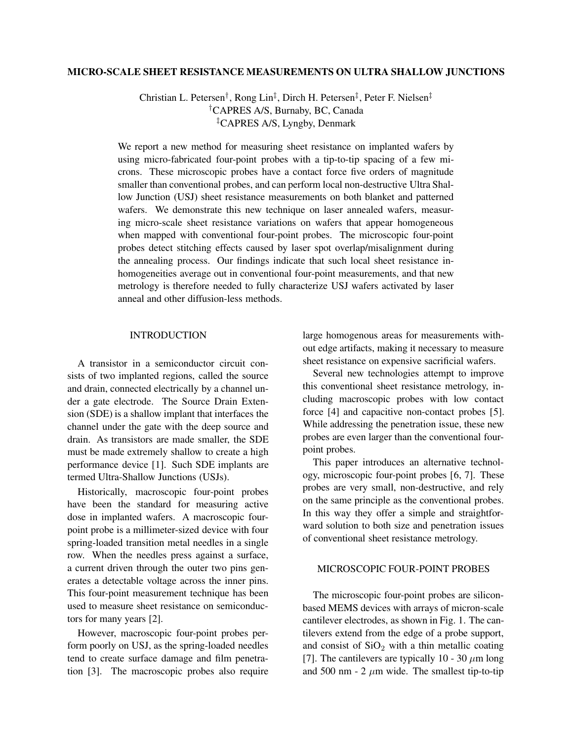# MICRO-SCALE SHEET RESISTANCE MEASUREMENTS ON ULTRA SHALLOW JUNCTIONS

Christian L. Petersen[†], Rong Lin[‡], Dirch H. Petersen[‡], Peter F. Nielsen[‡]
[†]CAPRES A/S, Burnaby, BC, Canada
[‡]CAPRES A/S, Lyngby, Denmark

We report a new method for measuring sheet resistance on implanted wafers by using micro-fabricated four-point probes with a tip-to-tip spacing of a few microns. These microscopic probes have a contact force five orders of magnitude smaller than conventional probes, and can perform local non-destructive Ultra Shallow Junction (USJ) sheet resistance measurements on both blanket and patterned wafers. We demonstrate this new technique on laser annealed wafers, measuring micro-scale sheet resistance variations on wafers that appear homogeneous when mapped with conventional four-point probes. The microscopic four-point probes detect stitching effects caused by laser spot overlap/misalignment during the annealing process. Our findings indicate that such local sheet resistance inhomogeneities average out in conventional four-point measurements, and that new metrology is therefore needed to fully characterize USJ wafers activated by laser anneal and other diffusion-less methods.

## INTRODUCTION

A transistor in a semiconductor circuit consists of two implanted regions, called the source and drain, connected electrically by a channel under a gate electrode. The Source Drain Extension (SDE) is a shallow implant that interfaces the channel under the gate with the deep source and drain. As transistors are made smaller, the SDE must be made extremely shallow to create a high performance device [1]. Such SDE implants are termed Ultra-Shallow Junctions (USJs).

Historically, macroscopic four-point probes have been the standard for measuring active dose in implanted wafers. A macroscopic four-point probe is a millimeter-sized device with four spring-loaded transition metal needles in a single row. When the needles press against a surface, a current driven through the outer two pins generates a detectable voltage across the inner pins. This four-point measurement technique has been used to measure sheet resistance on semiconductors for many years [2].

However, macroscopic four-point probes perform poorly on USJ, as the spring-loaded needles tend to create surface damage and film penetration [3]. The macroscopic probes also require large homogenous areas for measurements without edge artifacts, making it necessary to measure sheet resistance on expensive sacrificial wafers.

Several new technologies attempt to improve this conventional sheet resistance metrology, including macroscopic probes with low contact force [4] and capacitive non-contact probes [5]. While addressing the penetration issue, these new probes are even larger than the conventional four-point probes.

This paper introduces an alternative technology, microscopic four-point probes [6, 7]. These probes are very small, non-destructive, and rely on the same principle as the conventional probes. In this way they offer a simple and straightforward solution to both size and penetration issues of conventional sheet resistance metrology.

## MICROSCOPIC FOUR-POINT PROBES

The microscopic four-point probes are silicon-based MEMS devices with arrays of micron-scale cantilever electrodes, as shown in Fig. 1. The cantilevers extend from the edge of a probe support, and consist of $SiO_2$ with a thin metallic coating [7]. The cantilevers are typically 10 - 30 $\mu$m long and 500 nm - 2 $\mu$m wide. The smallest tip-to-tip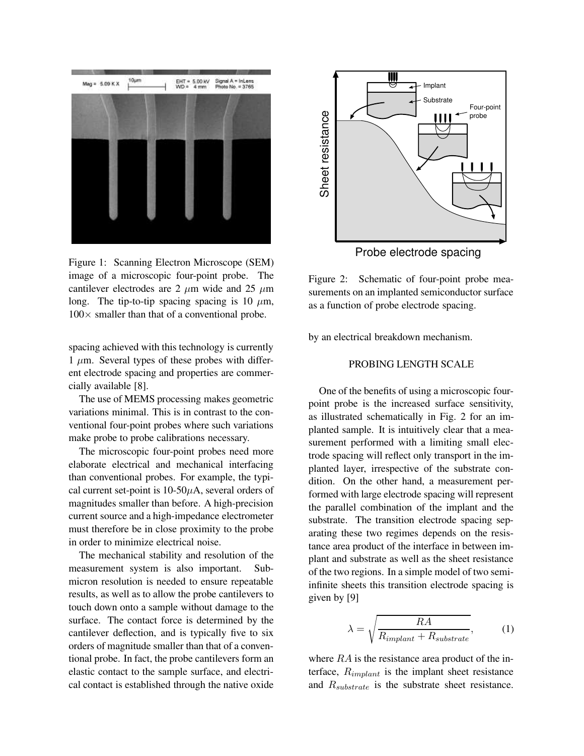Figure 1: Scanning Electron Microscope (SEM) image of a microscopic four-point probe. The cantilever electrodes are 2 $\mu$m wide and 25 $\mu$m long. The tip-to-tip spacing spacing is 10 $\mu$m, $100\times$ smaller than that of a conventional probe.

spacing achieved with this technology is currently 1 $\mu$m. Several types of these probes with different electrode spacing and properties are commercially available [8].

The use of MEMS processing makes geometric variations minimal. This is in contrast to the conventional four-point probes where such variations make probe to probe calibrations necessary.

The microscopic four-point probes need more elaborate electrical and mechanical interfacing than conventional probes. For example, the typical current set-point is 10-50$\mu$A, several orders of magnitudes smaller than before. A high-precision current source and a high-impedance electrometer must therefore be in close proximity to the probe in order to minimize electrical noise.

The mechanical stability and resolution of the measurement system is also important. Sub-micron resolution is needed to ensure repeatable results, as well as to allow the probe cantilevers to touch down onto a sample without damage to the surface. The contact force is determined by the cantilever deflection, and is typically five to six orders of magnitude smaller than that of a conventional probe. In fact, the probe cantilevers form an elastic contact to the sample surface, and electrical contact is established through the native oxide by an electrical breakdown mechanism.

Figure 2: Schematic of four-point probe measurements on an implanted semiconductor surface as a function of probe electrode spacing.

## PROBING LENGTH SCALE

One of the benefits of using a microscopic four-point probe is the increased surface sensitivity, as illustrated schematically in Fig. 2 for an implanted sample. It is intuitively clear that a measurement performed with a limiting small electrode spacing will reflect only transport in the implanted layer, irrespective of the substrate condition. On the other hand, a measurement performed with large electrode spacing will represent the parallel combination of the implant and the substrate. The transition electrode spacing separating these two regimes depends on the resistance area product of the interface in between implant and substrate as well as the sheet resistance of the two regions. In a simple model of two semi-infinite sheets this transition electrode spacing is given by [9]

$$\lambda = \sqrt{\frac{RA}{R_{implant} + R_{substrate}}}, \qquad (1)$$

where $RA$ is the resistance area product of the interface, $R_{implant}$ is the implant sheet resistance and $R_{substrate}$ is the substrate sheet resistance.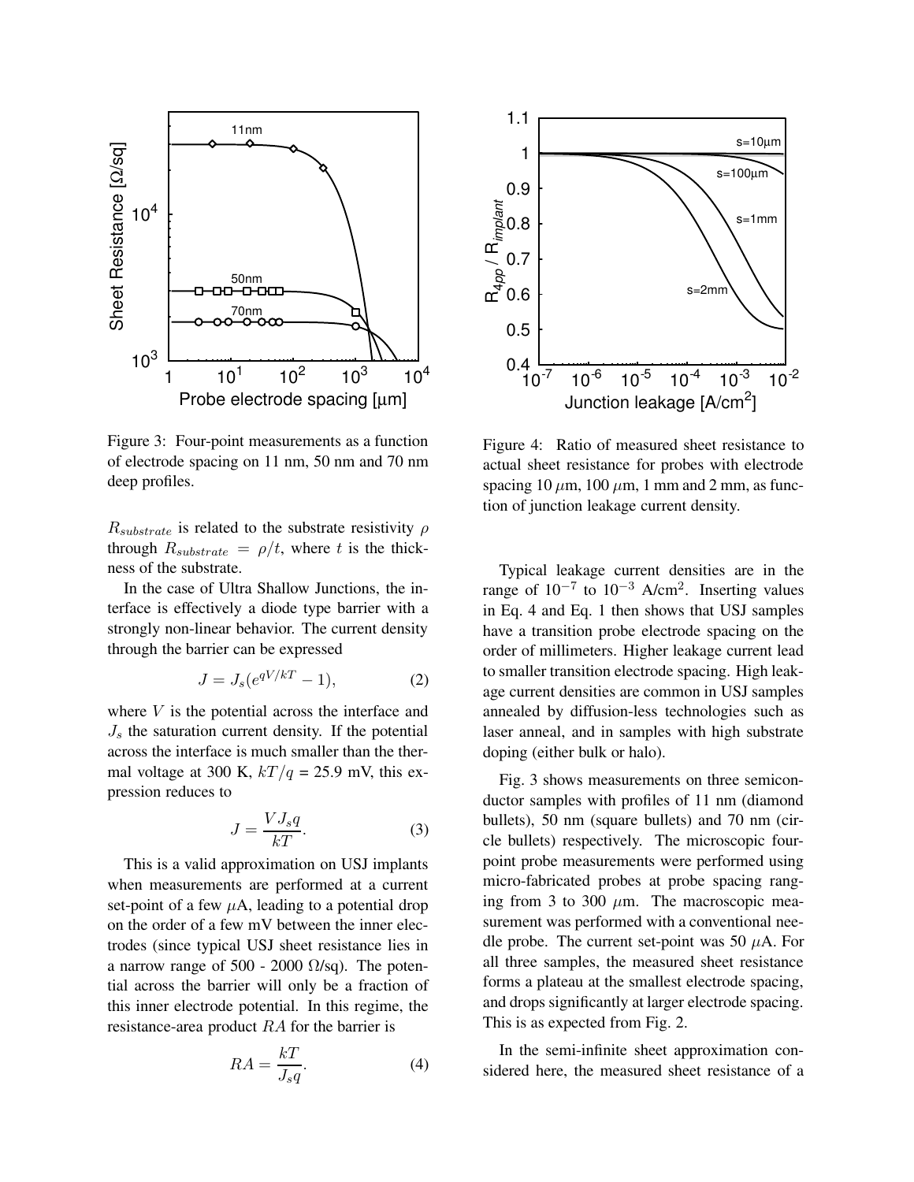Figure 3: Four-point measurements as a function of electrode spacing on 11 nm, 50 nm and 70 nm deep profiles.

Figure 4: Ratio of measured sheet resistance to actual sheet resistance for probes with electrode spacing 10 $\mu$m, 100 $\mu$m, 1 mm and 2 mm, as function of junction leakage current density.

$R_{substrate}$ is related to the substrate resistivity $\rho$ through $R_{substrate} = \rho/t$, where $t$ is the thickness of the substrate.

In the case of Ultra Shallow Junctions, the interface is effectively a diode type barrier with a strongly non-linear behavior. The current density through the barrier can be expressed

$$J = J_s(e^{qV/kT} - 1), \tag{2}$$

where $V$ is the potential across the interface and $J_s$ the saturation current density. If the potential across the interface is much smaller than the thermal voltage at 300 K, $kT/q$ = 25.9 mV, this expression reduces to

$$J = \frac{VJ_sq}{kT}. \tag{3}$$

This is a valid approximation on USJ implants when measurements are performed at a current set-point of a few $\mu$A, leading to a potential drop on the order of a few mV between the inner electrodes (since typical USJ sheet resistance lies in a narrow range of 500 - 2000 $\Omega$/sq). The potential across the barrier will only be a fraction of this inner electrode potential. In this regime, the resistance-area product $RA$ for the barrier is

$$RA = \frac{kT}{J_sq}. \tag{4}$$

Typical leakage current densities are in the range of $10^{-7}$ to $10^{-3}$ A/cm$^2$. Inserting values in Eq. 4 and Eq. 1 then shows that USJ samples have a transition probe electrode spacing on the order of millimeters. Higher leakage current lead to smaller transition electrode spacing. High leakage current densities are common in USJ samples annealed by diffusion-less technologies such as laser anneal, and in samples with high substrate doping (either bulk or halo).

Fig. 3 shows measurements on three semiconductor samples with profiles of 11 nm (diamond bullets), 50 nm (square bullets) and 70 nm (circle bullets) respectively. The microscopic four-point probe measurements were performed using micro-fabricated probes at probe spacing ranging from 3 to 300 $\mu$m. The macroscopic measurement was performed with a conventional needle probe. The current set-point was 50 $\mu$A. For all three samples, the measured sheet resistance forms a plateau at the smallest electrode spacing, and drops significantly at larger electrode spacing. This is as expected from Fig. 2.

In the semi-infinite sheet approximation considered here, the measured sheet resistance of a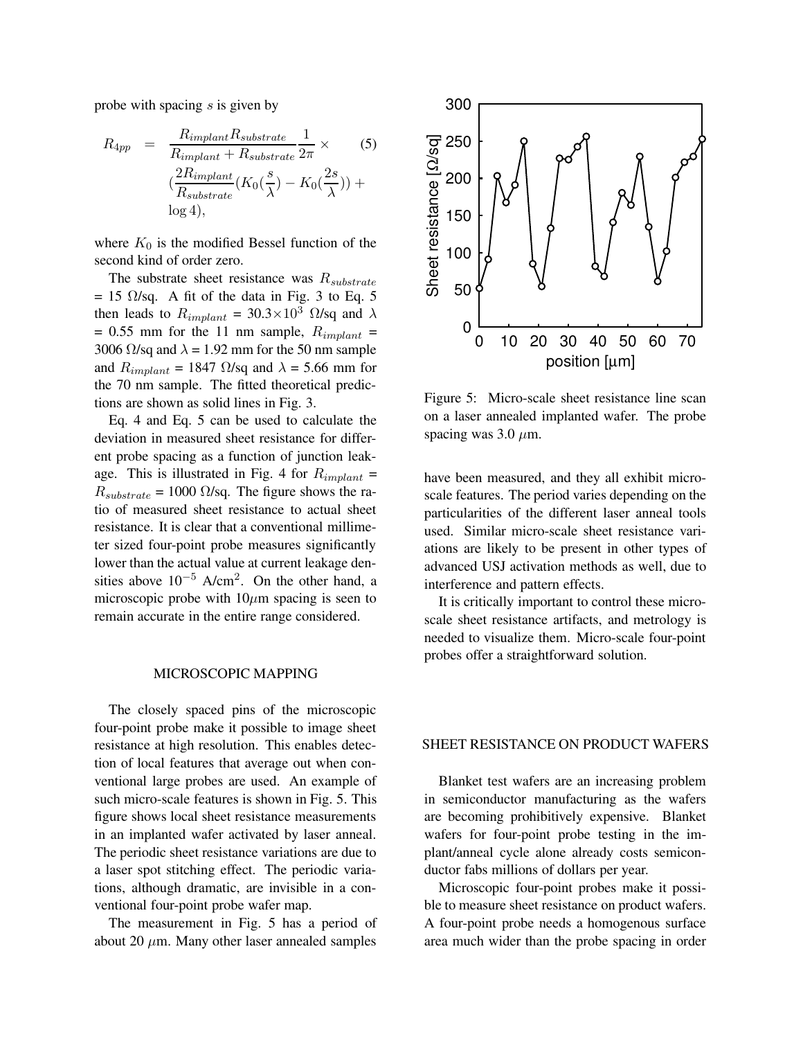probe with spacing $s$ is given by

$$R_{4pp} = \frac{R_{implant} R_{substrate}}{R_{implant} + R_{substrate}} \frac{1}{2\pi} \times \left( \frac{2R_{implant}}{R_{substrate}} (K_0(\frac{s}{\lambda}) - K_0(\frac{2s}{\lambda})) + \log 4 \right), \quad (5)$$

where $K_0$ is the modified Bessel function of the second kind of order zero.

The substrate sheet resistance was $R_{substrate}$ = 15 Ω/sq. A fit of the data in Fig. 3 to Eq. 5 then leads to $R_{implant}$ = $30.3 \times 10^3$ Ω/sq and $\lambda$ = 0.55 mm for the 11 nm sample, $R_{implant}$ = 3006 Ω/sq and $\lambda$ = 1.92 mm for the 50 nm sample and $R_{implant}$ = 1847 Ω/sq and $\lambda$ = 5.66 mm for the 70 nm sample. The fitted theoretical predictions are shown as solid lines in Fig. 3.

Eq. 4 and Eq. 5 can be used to calculate the deviation in measured sheet resistance for different probe spacing as a function of junction leakage. This is illustrated in Fig. 4 for $R_{implant}$ = $R_{substrate}$ = 1000 Ω/sq. The figure shows the ratio of measured sheet resistance to actual sheet resistance. It is clear that a conventional millimeter sized four-point probe measures significantly lower than the actual value at current leakage densities above $10^{-5}$ A/cm$^2$. On the other hand, a microscopic probe with 10$\mu$m spacing is seen to remain accurate in the entire range considered.

## MICROSCOPIC MAPPING

The closely spaced pins of the microscopic four-point probe make it possible to image sheet resistance at high resolution. This enables detection of local features that average out when conventional large probes are used. An example of such micro-scale features is shown in Fig. 5. This figure shows local sheet resistance measurements in an implanted wafer activated by laser anneal. The periodic sheet resistance variations are due to a laser spot stitching effect. The periodic variations, although dramatic, are invisible in a conventional four-point probe wafer map.

The measurement in Fig. 5 has a period of about 20 $\mu$m. Many other laser annealed samples have been measured, and they all exhibit micro-scale features. The period varies depending on the particularities of the different laser anneal tools used. Similar micro-scale sheet resistance variations are likely to be present in other types of advanced USJ activation methods as well, due to interference and pattern effects.

It is critically important to control these micro-scale sheet resistance artifacts, and metrology is needed to visualize them. Micro-scale four-point probes offer a straightforward solution.

Figure 5: Micro-scale sheet resistance line scan on a laser annealed implanted wafer. The probe spacing was 3.0 $\mu$m.

## SHEET RESISTANCE ON PRODUCT WAFERS

Blanket test wafers are an increasing problem in semiconductor manufacturing as the wafers are becoming prohibitively expensive. Blanket wafers for four-point probe testing in the implant/anneal cycle alone already costs semiconductor fabs millions of dollars per year.

Microscopic four-point probes make it possible to measure sheet resistance on product wafers. A four-point probe needs a homogenous surface area much wider than the probe spacing in order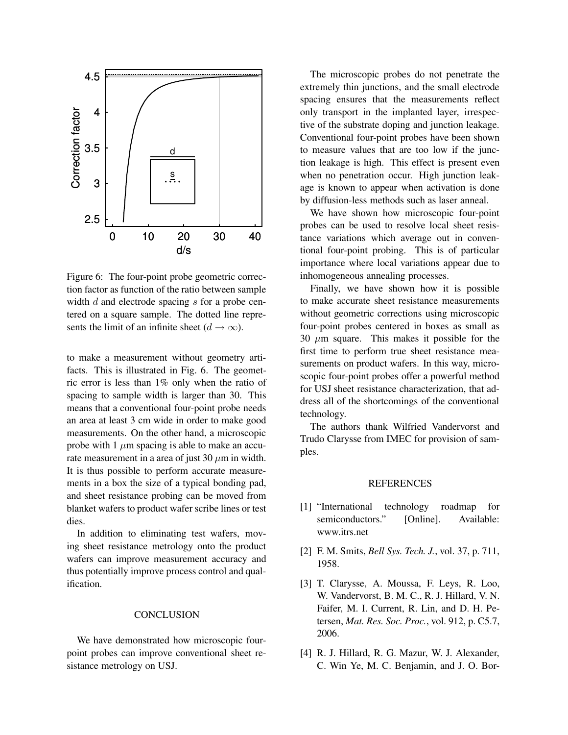Figure 6: The four-point probe geometric correction factor as function of the ratio between sample width $d$ and electrode spacing $s$ for a probe centered on a square sample. The dotted line represents the limit of an infinite sheet ($d \to \infty$).

to make a measurement without geometry artifacts. This is illustrated in Fig. 6. The geometric error is less than 1% only when the ratio of spacing to sample width is larger than 30. This means that a conventional four-point probe needs an area at least 3 cm wide in order to make good measurements. On the other hand, a microscopic probe with 1 $\mu$m spacing is able to make an accurate measurement in a area of just 30 $\mu$m in width. It is thus possible to perform accurate measurements in a box the size of a typical bonding pad, and sheet resistance probing can be moved from blanket wafers to product wafer scribe lines or test dies.

In addition to eliminating test wafers, moving sheet resistance metrology onto the product wafers can improve measurement accuracy and thus potentially improve process control and qualification.

## CONCLUSION

We have demonstrated how microscopic four-point probes can improve conventional sheet resistance metrology on USJ.

The microscopic probes do not penetrate the extremely thin junctions, and the small electrode spacing ensures that the measurements reflect only transport in the implanted layer, irrespective of the substrate doping and junction leakage. Conventional four-point probes have been shown to measure values that are too low if the junction leakage is high. This effect is present even when no penetration occur. High junction leakage is known to appear when activation is done by diffusion-less methods such as laser anneal.

We have shown how microscopic four-point probes can be used to resolve local sheet resistance variations which average out in conventional four-point probing. This is of particular importance where local variations appear due to inhomogeneous annealing processes.

Finally, we have shown how it is possible to make accurate sheet resistance measurements without geometric corrections using microscopic four-point probes centered in boxes as small as 30 $\mu$m square. This makes it possible for the first time to perform true sheet resistance measurements on product wafers. In this way, microscopic four-point probes offer a powerful method for USJ sheet resistance characterization, that address all of the shortcomings of the conventional technology.

The authors thank Wilfried Vandervorst and Trudo Clarysse from IMEC for provision of samples.

## REFERENCES

[1] "International technology roadmap for semiconductors." [Online]. Available: www.itrs.net

[2] F. M. Smits, *Bell Sys. Tech. J.*, vol. 37, p. 711, 1958.

[3] T. Clarysse, A. Moussa, F. Leys, R. Loo, W. Vandervorst, B. M. C., R. J. Hillard, V. N. Faifer, M. I. Current, R. Lin, and D. H. Petersen, *Mat. Res. Soc. Proc.*, vol. 912, p. C5.7, 2006.

[4] R. J. Hillard, R. G. Mazur, W. J. Alexander, C. Win Ye, M. C. Benjamin, and J. O. Bor-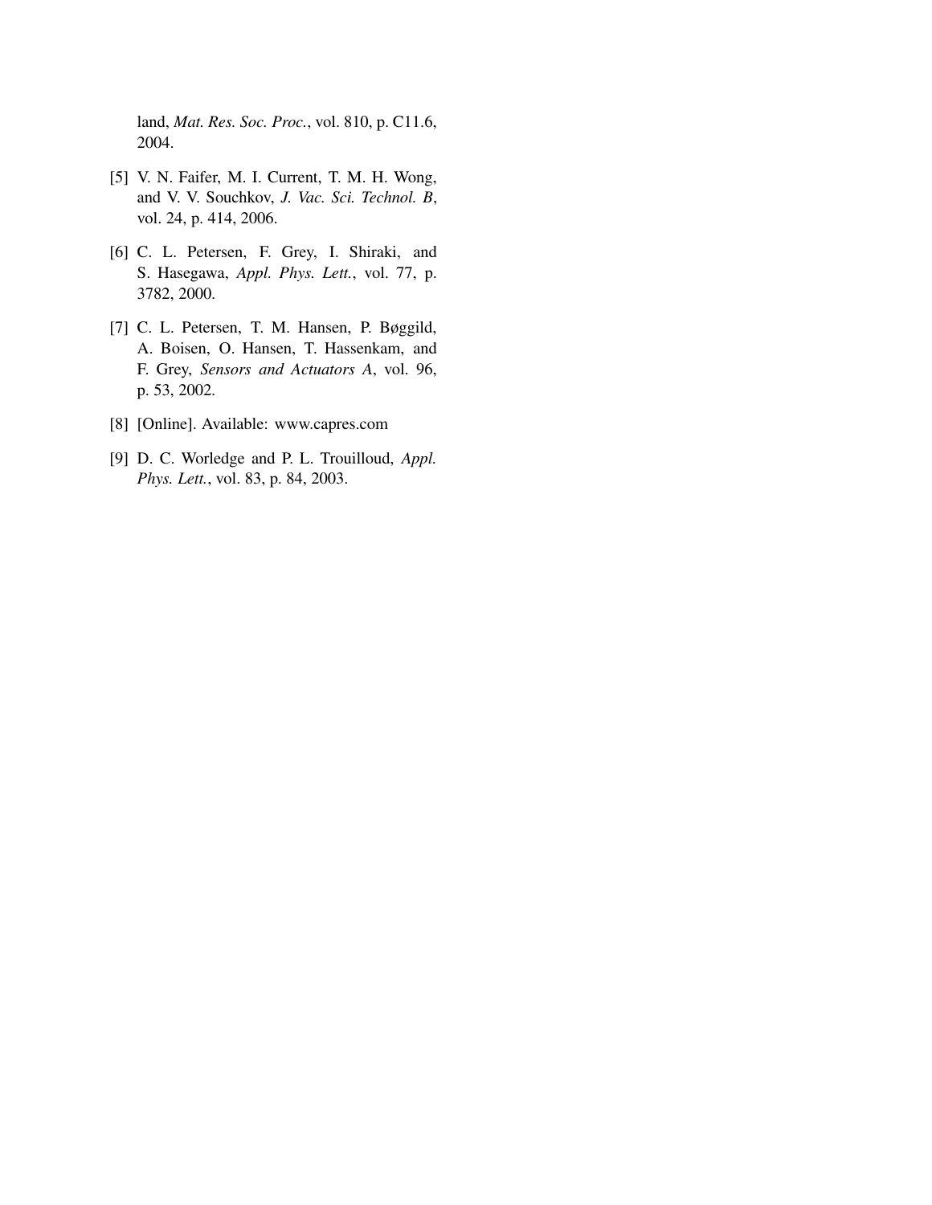land, *Mat. Res. Soc. Proc.*, vol. 810, p. C11.6, 2004.

[5] V. N. Faifer, M. I. Current, T. M. H. Wong, and V. V. Souchkov, *J. Vac. Sci. Technol. B*, vol. 24, p. 414, 2006.

[6] C. L. Petersen, F. Grey, I. Shiraki, and S. Hasegawa, *Appl. Phys. Lett.*, vol. 77, p. 3782, 2000.

[7] C. L. Petersen, T. M. Hansen, P. Bøggild, A. Boisen, O. Hansen, T. Hassenkam, and F. Grey, *Sensors and Actuators A*, vol. 96, p. 53, 2002.

[8] [Online]. Available: www.capres.com

[9] D. C. Worledge and P. L. Trouilloud, *Appl. Phys. Lett.*, vol. 83, p. 84, 2003.